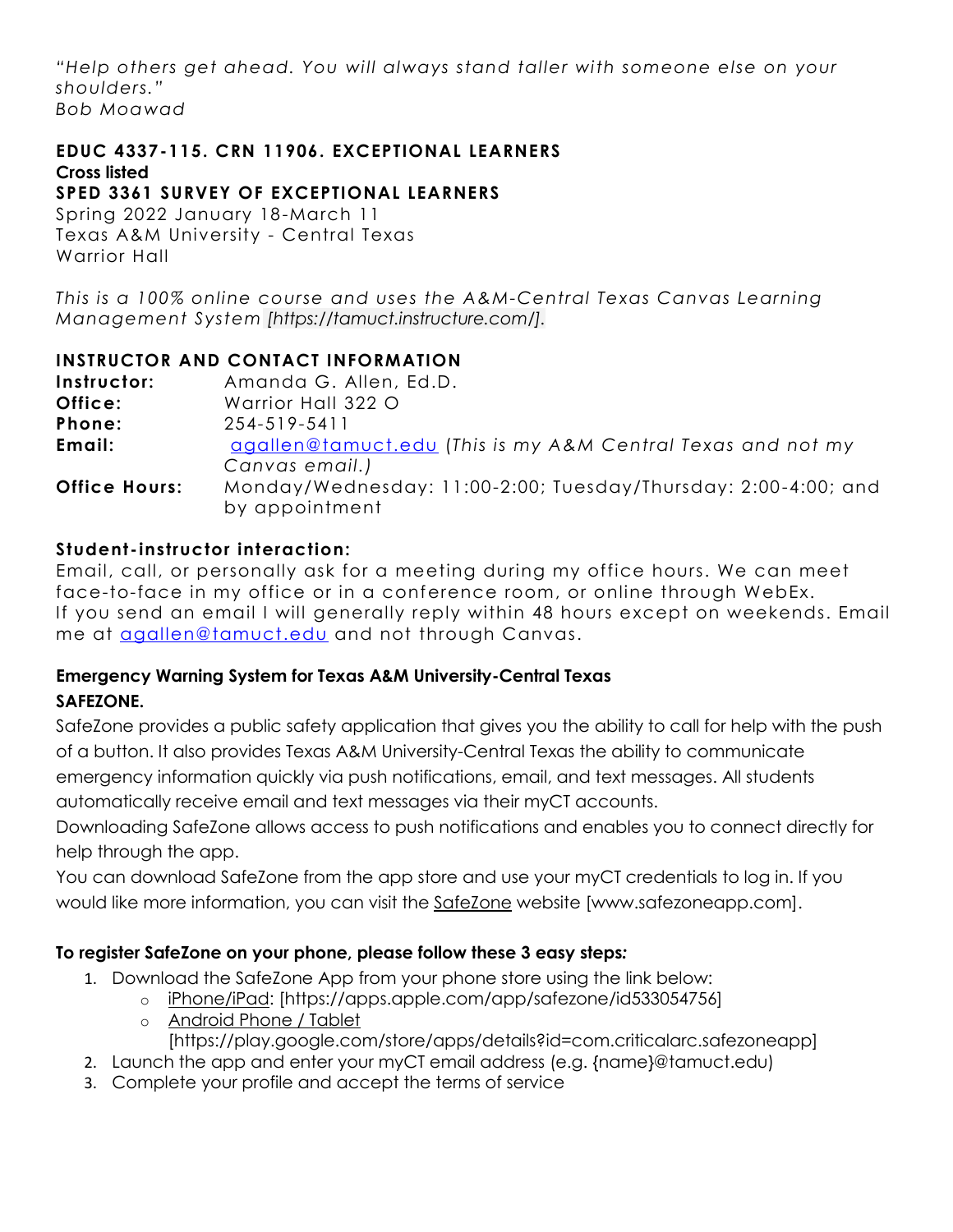*"Help others get ahead. You will always stand taller with someone else on your shoulders."*
*Bob Moawad*

**EDUC 4337-115. CRN 11906. EXCEPTIONAL LEARNERS**
**Cross listed**
**SPED 3361 SURVEY OF EXCEPTIONAL LEARNERS**
Spring 2022 January 18-March 11
Texas A&M University - Central Texas
Warrior Hall

*This is a 100% online course and uses the A&M-Central Texas Canvas Learning Management System [https://tamuct.instructure.com/].*

## INSTRUCTOR AND CONTACT INFORMATION

**Instructor:** Amanda G. Allen, Ed.D.
**Office:** Warrior Hall 322 O
**Phone:** 254-519-5411
**Email:** agallen@tamuct.edu (*This is my A&M Central Texas and not my Canvas email.)*
**Office Hours:** Monday/Wednesday: 11:00-2:00; Tuesday/Thursday: 2:00-4:00; and by appointment

### Student-instructor interaction:

Email, call, or personally ask for a meeting during my office hours. We can meet face-to-face in my office or in a conference room, or online through WebEx.
If you send an email I will generally reply within 48 hours except on weekends. Email me at agallen@tamuct.edu and not through Canvas.

### Emergency Warning System for Texas A&M University-Central Texas

**SAFEZONE.**

SafeZone provides a public safety application that gives you the ability to call for help with the push of a button. It also provides Texas A&M University-Central Texas the ability to communicate emergency information quickly via push notifications, email, and text messages. All students automatically receive email and text messages via their myCT accounts.

Downloading SafeZone allows access to push notifications and enables you to connect directly for help through the app.

You can download SafeZone from the app store and use your myCT credentials to log in. If you would like more information, you can visit the SafeZone website [www.safezoneapp.com].

### To register SafeZone on your phone, please follow these 3 easy steps*:*

1. Download the SafeZone App from your phone store using the link below:
   - iPhone/iPad: [https://apps.apple.com/app/safezone/id533054756]
   - Android Phone / Tablet [https://play.google.com/store/apps/details?id=com.criticalarc.safezoneapp]
2. Launch the app and enter your myCT email address (e.g. {name}@tamuct.edu)
3. Complete your profile and accept the terms of service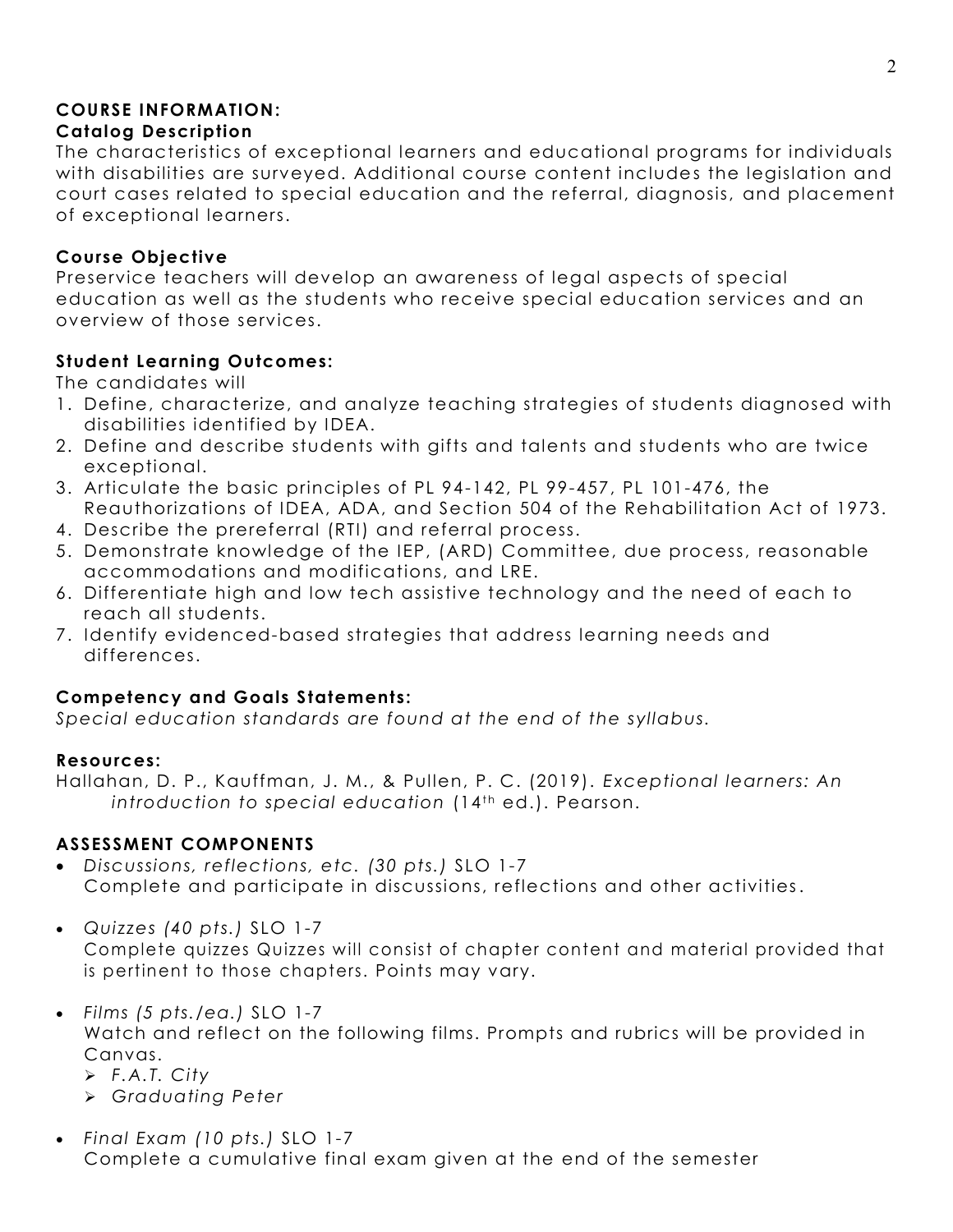## COURSE INFORMATION:

### Catalog Description

The characteristics of exceptional learners and educational programs for individuals with disabilities are surveyed. Additional course content includes the legislation and court cases related to special education and the referral, diagnosis, and placement of exceptional learners.

### Course Objective

Preservice teachers will develop an awareness of legal aspects of special education as well as the students who receive special education services and an overview of those services.

### Student Learning Outcomes:

The candidates will

1. Define, characterize, and analyze teaching strategies of students diagnosed with disabilities identified by IDEA.
2. Define and describe students with gifts and talents and students who are twice exceptional.
3. Articulate the basic principles of PL 94-142, PL 99-457, PL 101-476, the Reauthorizations of IDEA, ADA, and Section 504 of the Rehabilitation Act of 1973.
4. Describe the prereferral (RTI) and referral process.
5. Demonstrate knowledge of the IEP, (ARD) Committee, due process, reasonable accommodations and modifications, and LRE.
6. Differentiate high and low tech assistive technology and the need of each to reach all students.
7. Identify evidenced-based strategies that address learning needs and differences.

### Competency and Goals Statements:

*Special education standards are found at the end of the syllabus.*

### Resources:

Hallahan, D. P., Kauffman, J. M., & Pullen, P. C. (2019). *Exceptional learners: An introduction to special education* (14th ed.). Pearson.

## ASSESSMENT COMPONENTS

- *Discussions, reflections, etc. (30 pts.)* SLO 1-7
  Complete and participate in discussions, reflections and other activities.

- *Quizzes (40 pts.)* SLO 1-7
  Complete quizzes Quizzes will consist of chapter content and material provided that is pertinent to those chapters. Points may vary.

- *Films (5 pts./ea.)* SLO 1-7
  Watch and reflect on the following films. Prompts and rubrics will be provided in Canvas.
  - *F.A.T. City*
  - *Graduating Peter*

- *Final Exam (10 pts.)* SLO 1-7
  Complete a cumulative final exam given at the end of the semester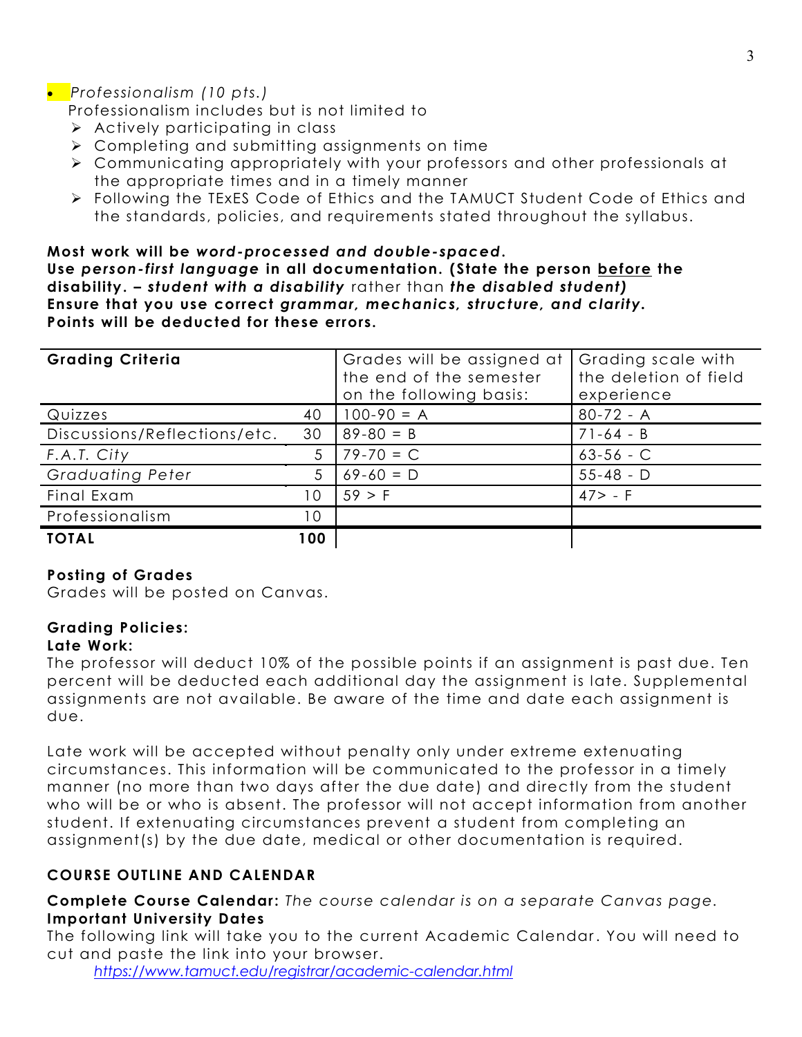- *Professionalism (10 pts.)*

  Professionalism includes but is not limited to
  - Actively participating in class
  - Completing and submitting assignments on time
  - Communicating appropriately with your professors and other professionals at the appropriate times and in a timely manner
  - Following the TExES Code of Ethics and the TAMUCT Student Code of Ethics and the standards, policies, and requirements stated throughout the syllabus.

**Most work will be *word-processed and double-spaced*.**
**Use *person-first language* in all documentation. (State the person <u>before</u> the disability. – *student with a disability*** rather than ***the disabled student)***
**Ensure that you use correct *grammar, mechanics, structure, and clarity*.**
**Points will be deducted for these errors.**

| **Grading Criteria** | | Grades will be assigned at the end of the semester on the following basis: | Grading scale with the deletion of field experience |
|---|---|---|---|
| Quizzes | 40 | 100-90 = A | 80-72 - A |
| Discussions/Reflections/etc. | 30 | 89-80 = B | 71-64 - B |
| *F.A.T. City* | 5 | 79-70 = C | 63-56 - C |
| *Graduating Peter* | 5 | 69-60 = D | 55-48 - D |
| Final Exam | 10 | 59 > F | 47> - F |
| Professionalism | 10 | | |
| **TOTAL** | **100** | | |

**Posting of Grades**
Grades will be posted on Canvas.

**Grading Policies:**
**Late Work:**
The professor will deduct 10% of the possible points if an assignment is past due. Ten percent will be deducted each additional day the assignment is late. Supplemental assignments are not available. Be aware of the time and date each assignment is due.

Late work will be accepted without penalty only under extreme extenuating circumstances. This information will be communicated to the professor in a timely manner (no more than two days after the due date) and directly from the student who will be or who is absent. The professor will not accept information from another student. If extenuating circumstances prevent a student from completing an assignment(s) by the due date, medical or other documentation is required.

## COURSE OUTLINE AND CALENDAR

**Complete Course Calendar:** *The course calendar is on a separate Canvas page.*
**Important University Dates**
The following link will take you to the current Academic Calendar. You will need to cut and paste the link into your browser.

*https://www.tamuct.edu/registrar/academic-calendar.html*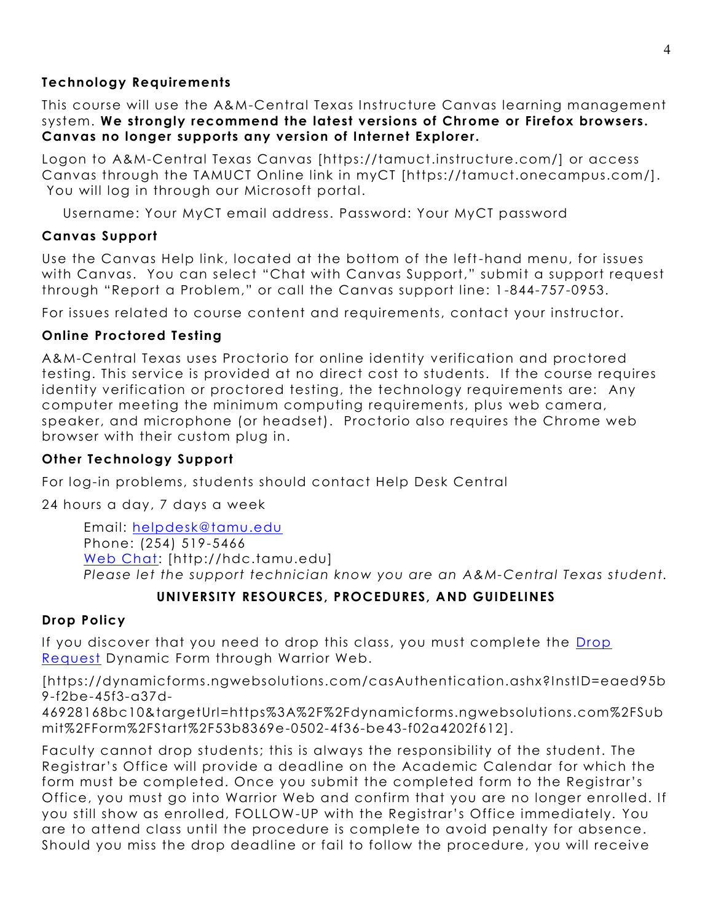### Technology Requirements

This course will use the A&M-Central Texas Instructure Canvas learning management system. **We strongly recommend the latest versions of Chrome or Firefox browsers. Canvas no longer supports any version of Internet Explorer.**

Logon to A&M-Central Texas Canvas [https://tamuct.instructure.com/] or access Canvas through the TAMUCT Online link in myCT [https://tamuct.onecampus.com/]. You will log in through our Microsoft portal.

Username: Your MyCT email address. Password: Your MyCT password

### Canvas Support

Use the Canvas Help link, located at the bottom of the left-hand menu, for issues with Canvas. You can select "Chat with Canvas Support," submit a support request through "Report a Problem," or call the Canvas support line: 1-844-757-0953.

For issues related to course content and requirements, contact your instructor.

### Online Proctored Testing

A&M-Central Texas uses Proctorio for online identity verification and proctored testing. This service is provided at no direct cost to students. If the course requires identity verification or proctored testing, the technology requirements are: Any computer meeting the minimum computing requirements, plus web camera, speaker, and microphone (or headset). Proctorio also requires the Chrome web browser with their custom plug in.

### Other Technology Support

For log-in problems, students should contact Help Desk Central

24 hours a day, 7 days a week

Email: helpdesk@tamu.edu
Phone: (254) 519-5466
Web Chat: [http://hdc.tamu.edu]
*Please let the support technician know you are an A&M-Central Texas student.*

## UNIVERSITY RESOURCES, PROCEDURES, AND GUIDELINES

### Drop Policy

If you discover that you need to drop this class, you must complete the Drop Request Dynamic Form through Warrior Web.

[https://dynamicforms.ngwebsolutions.com/casAuthentication.ashx?InstID=eaed95b9-f2be-45f3-a37d-46928168bc10&targetUrl=https%3A%2F%2Fdynamicforms.ngwebsolutions.com%2FSubmit%2FForm%2FStart%2F53b8369e-0502-4f36-be43-f02a4202f612].

Faculty cannot drop students; this is always the responsibility of the student. The Registrar's Office will provide a deadline on the Academic Calendar for which the form must be completed. Once you submit the completed form to the Registrar's Office, you must go into Warrior Web and confirm that you are no longer enrolled. If you still show as enrolled, FOLLOW-UP with the Registrar's Office immediately. You are to attend class until the procedure is complete to avoid penalty for absence. Should you miss the drop deadline or fail to follow the procedure, you will receive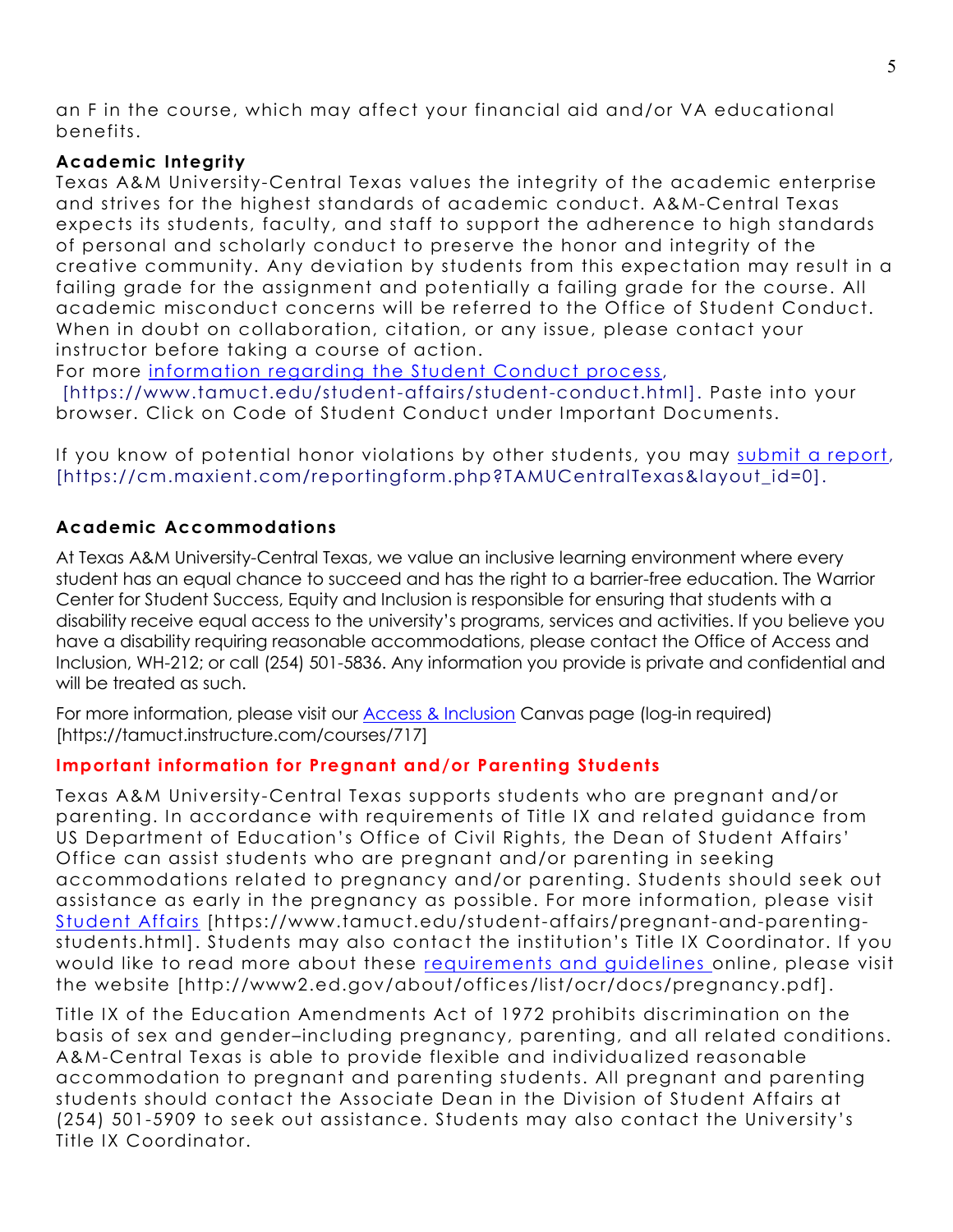an F in the course, which may affect your financial aid and/or VA educational benefits.

### Academic Integrity

Texas A&M University-Central Texas values the integrity of the academic enterprise and strives for the highest standards of academic conduct. A&M-Central Texas expects its students, faculty, and staff to support the adherence to high standards of personal and scholarly conduct to preserve the honor and integrity of the creative community. Any deviation by students from this expectation may result in a failing grade for the assignment and potentially a failing grade for the course. All academic misconduct concerns will be referred to the Office of Student Conduct. When in doubt on collaboration, citation, or any issue, please contact your instructor before taking a course of action.
For more information regarding the Student Conduct process, [https://www.tamuct.edu/student-affairs/student-conduct.html]. Paste into your browser. Click on Code of Student Conduct under Important Documents.

If you know of potential honor violations by other students, you may submit a report, [https://cm.maxient.com/reportingform.php?TAMUCentralTexas&layout_id=0].

### Academic Accommodations

At Texas A&M University-Central Texas, we value an inclusive learning environment where every student has an equal chance to succeed and has the right to a barrier-free education. The Warrior Center for Student Success, Equity and Inclusion is responsible for ensuring that students with a disability receive equal access to the university's programs, services and activities. If you believe you have a disability requiring reasonable accommodations, please contact the Office of Access and Inclusion, WH-212; or call (254) 501-5836. Any information you provide is private and confidential and will be treated as such.

For more information, please visit our Access & Inclusion Canvas page (log-in required) [https://tamuct.instructure.com/courses/717]

### Important information for Pregnant and/or Parenting Students

Texas A&M University-Central Texas supports students who are pregnant and/or parenting. In accordance with requirements of Title IX and related guidance from US Department of Education's Office of Civil Rights, the Dean of Student Affairs' Office can assist students who are pregnant and/or parenting in seeking accommodations related to pregnancy and/or parenting. Students should seek out assistance as early in the pregnancy as possible. For more information, please visit Student Affairs [https://www.tamuct.edu/student-affairs/pregnant-and-parenting-students.html]. Students may also contact the institution's Title IX Coordinator. If you would like to read more about these requirements and guidelines online, please visit the website [http://www2.ed.gov/about/offices/list/ocr/docs/pregnancy.pdf].

Title IX of the Education Amendments Act of 1972 prohibits discrimination on the basis of sex and gender–including pregnancy, parenting, and all related conditions. A&M-Central Texas is able to provide flexible and individualized reasonable accommodation to pregnant and parenting students. All pregnant and parenting students should contact the Associate Dean in the Division of Student Affairs at (254) 501-5909 to seek out assistance. Students may also contact the University's Title IX Coordinator.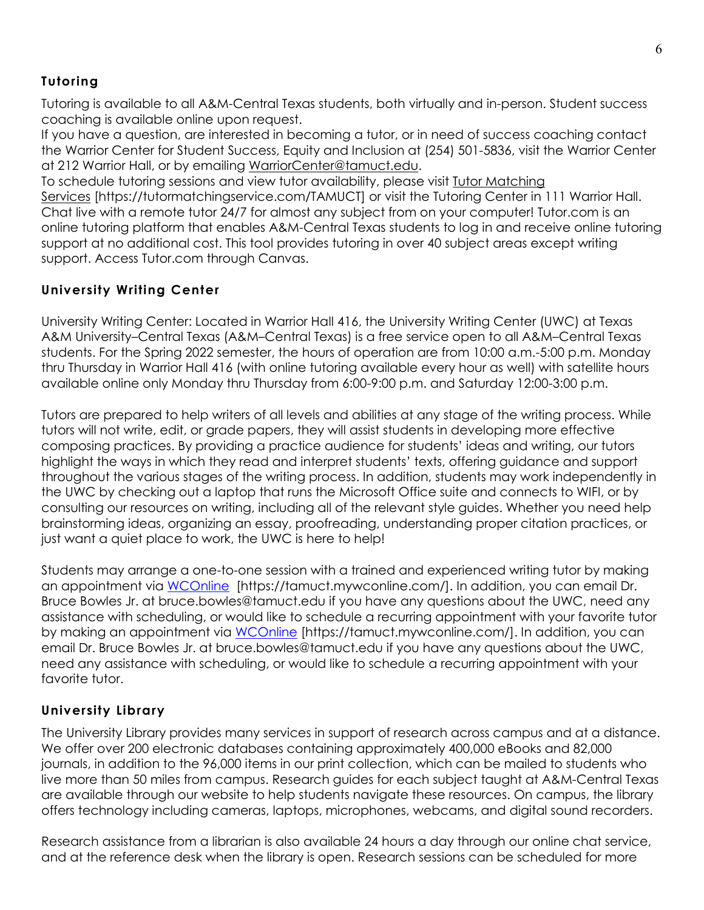### Tutoring

Tutoring is available to all A&M-Central Texas students, both virtually and in-person. Student success coaching is available online upon request.
If you have a question, are interested in becoming a tutor, or in need of success coaching contact the Warrior Center for Student Success, Equity and Inclusion at (254) 501-5836, visit the Warrior Center at 212 Warrior Hall, or by emailing WarriorCenter@tamuct.edu.
To schedule tutoring sessions and view tutor availability, please visit Tutor Matching Services [https://tutormatchingservice.com/TAMUCT] or visit the Tutoring Center in 111 Warrior Hall.
Chat live with a remote tutor 24/7 for almost any subject from on your computer! Tutor.com is an online tutoring platform that enables A&M-Central Texas students to log in and receive online tutoring support at no additional cost. This tool provides tutoring in over 40 subject areas except writing support. Access Tutor.com through Canvas.

### University Writing Center

University Writing Center: Located in Warrior Hall 416, the University Writing Center (UWC) at Texas A&M University–Central Texas (A&M–Central Texas) is a free service open to all A&M–Central Texas students. For the Spring 2022 semester, the hours of operation are from 10:00 a.m.-5:00 p.m. Monday thru Thursday in Warrior Hall 416 (with online tutoring available every hour as well) with satellite hours available online only Monday thru Thursday from 6:00-9:00 p.m. and Saturday 12:00-3:00 p.m.

Tutors are prepared to help writers of all levels and abilities at any stage of the writing process. While tutors will not write, edit, or grade papers, they will assist students in developing more effective composing practices. By providing a practice audience for students' ideas and writing, our tutors highlight the ways in which they read and interpret students' texts, offering guidance and support throughout the various stages of the writing process. In addition, students may work independently in the UWC by checking out a laptop that runs the Microsoft Office suite and connects to WIFI, or by consulting our resources on writing, including all of the relevant style guides. Whether you need help brainstorming ideas, organizing an essay, proofreading, understanding proper citation practices, or just want a quiet place to work, the UWC is here to help!

Students may arrange a one-to-one session with a trained and experienced writing tutor by making an appointment via WCOnline [https://tamuct.mywconline.com/]. In addition, you can email Dr. Bruce Bowles Jr. at bruce.bowles@tamuct.edu if you have any questions about the UWC, need any assistance with scheduling, or would like to schedule a recurring appointment with your favorite tutor by making an appointment via WCOnline [https://tamuct.mywconline.com/]. In addition, you can email Dr. Bruce Bowles Jr. at bruce.bowles@tamuct.edu if you have any questions about the UWC, need any assistance with scheduling, or would like to schedule a recurring appointment with your favorite tutor.

### University Library

The University Library provides many services in support of research across campus and at a distance. We offer over 200 electronic databases containing approximately 400,000 eBooks and 82,000 journals, in addition to the 96,000 items in our print collection, which can be mailed to students who live more than 50 miles from campus. Research guides for each subject taught at A&M-Central Texas are available through our website to help students navigate these resources. On campus, the library offers technology including cameras, laptops, microphones, webcams, and digital sound recorders.

Research assistance from a librarian is also available 24 hours a day through our online chat service, and at the reference desk when the library is open. Research sessions can be scheduled for more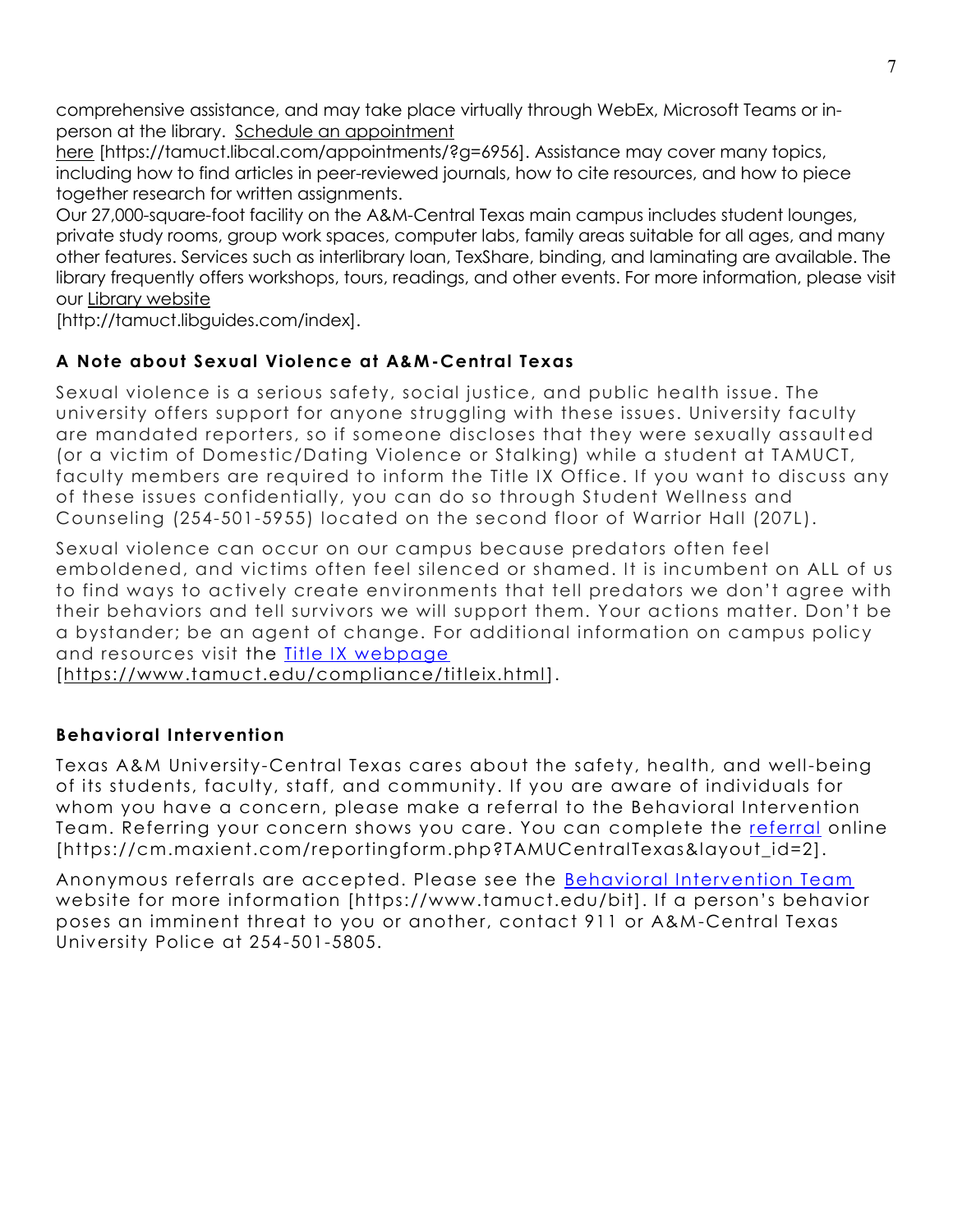comprehensive assistance, and may take place virtually through WebEx, Microsoft Teams or in-person at the library. Schedule an appointment here [https://tamuct.libcal.com/appointments/?g=6956]. Assistance may cover many topics, including how to find articles in peer-reviewed journals, how to cite resources, and how to piece together research for written assignments.

Our 27,000-square-foot facility on the A&M-Central Texas main campus includes student lounges, private study rooms, group work spaces, computer labs, family areas suitable for all ages, and many other features. Services such as interlibrary loan, TexShare, binding, and laminating are available. The library frequently offers workshops, tours, readings, and other events. For more information, please visit our Library website [http://tamuct.libguides.com/index].

### A Note about Sexual Violence at A&M-Central Texas

Sexual violence is a serious safety, social justice, and public health issue. The university offers support for anyone struggling with these issues. University faculty are mandated reporters, so if someone discloses that they were sexually assaulted (or a victim of Domestic/Dating Violence or Stalking) while a student at TAMUCT, faculty members are required to inform the Title IX Office. If you want to discuss any of these issues confidentially, you can do so through Student Wellness and Counseling (254-501-5955) located on the second floor of Warrior Hall (207L).

Sexual violence can occur on our campus because predators often feel emboldened, and victims often feel silenced or shamed. It is incumbent on ALL of us to find ways to actively create environments that tell predators we don't agree with their behaviors and tell survivors we will support them. Your actions matter. Don't be a bystander; be an agent of change. For additional information on campus policy and resources visit the Title IX webpage [https://www.tamuct.edu/compliance/titleix.html].

### Behavioral Intervention

Texas A&M University-Central Texas cares about the safety, health, and well-being of its students, faculty, staff, and community. If you are aware of individuals for whom you have a concern, please make a referral to the Behavioral Intervention Team. Referring your concern shows you care. You can complete the referral online [https://cm.maxient.com/reportingform.php?TAMUCentralTexas&layout_id=2].

Anonymous referrals are accepted. Please see the Behavioral Intervention Team website for more information [https://www.tamuct.edu/bit]. If a person's behavior poses an imminent threat to you or another, contact 911 or A&M-Central Texas University Police at 254-501-5805.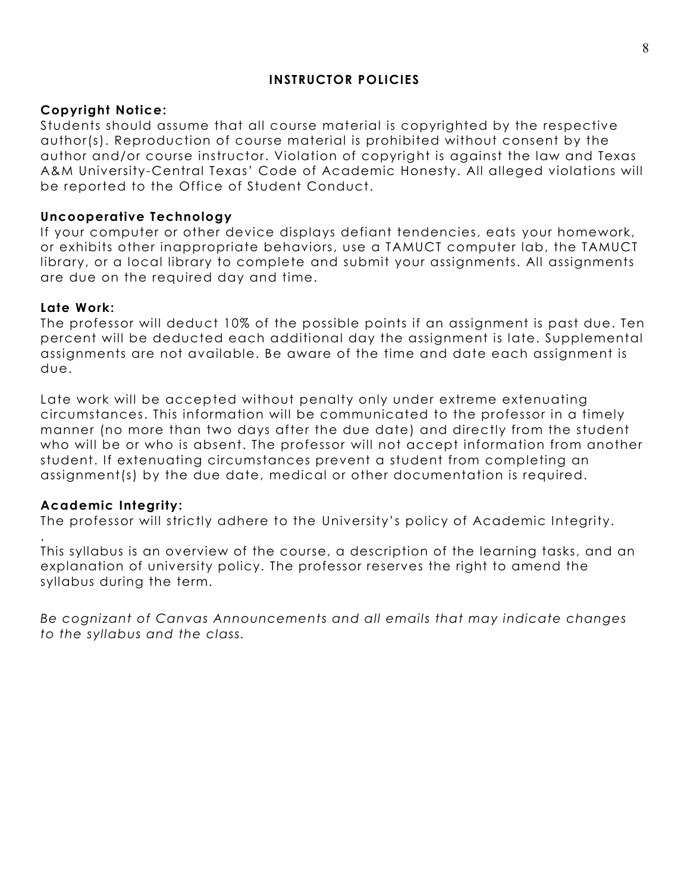## INSTRUCTOR POLICIES

**Copyright Notice:**
Students should assume that all course material is copyrighted by the respective author(s). Reproduction of course material is prohibited without consent by the author and/or course instructor. Violation of copyright is against the law and Texas A&M University-Central Texas' Code of Academic Honesty. All alleged violations will be reported to the Office of Student Conduct.

**Uncooperative Technology**
If your computer or other device displays defiant tendencies, eats your homework, or exhibits other inappropriate behaviors, use a TAMUCT computer lab, the TAMUCT library, or a local library to complete and submit your assignments. All assignments are due on the required day and time.

**Late Work:**
The professor will deduct 10% of the possible points if an assignment is past due. Ten percent will be deducted each additional day the assignment is late. Supplemental assignments are not available. Be aware of the time and date each assignment is due.

Late work will be accepted without penalty only under extreme extenuating circumstances. This information will be communicated to the professor in a timely manner (no more than two days after the due date) and directly from the student who will be or who is absent. The professor will not accept information from another student. If extenuating circumstances prevent a student from completing an assignment(s) by the due date, medical or other documentation is required.

**Academic Integrity:**
The professor will strictly adhere to the University's policy of Academic Integrity.

.
This syllabus is an overview of the course, a description of the learning tasks, and an explanation of university policy. The professor reserves the right to amend the syllabus during the term.

*Be cognizant of Canvas Announcements and all emails that may indicate changes to the syllabus and the class.*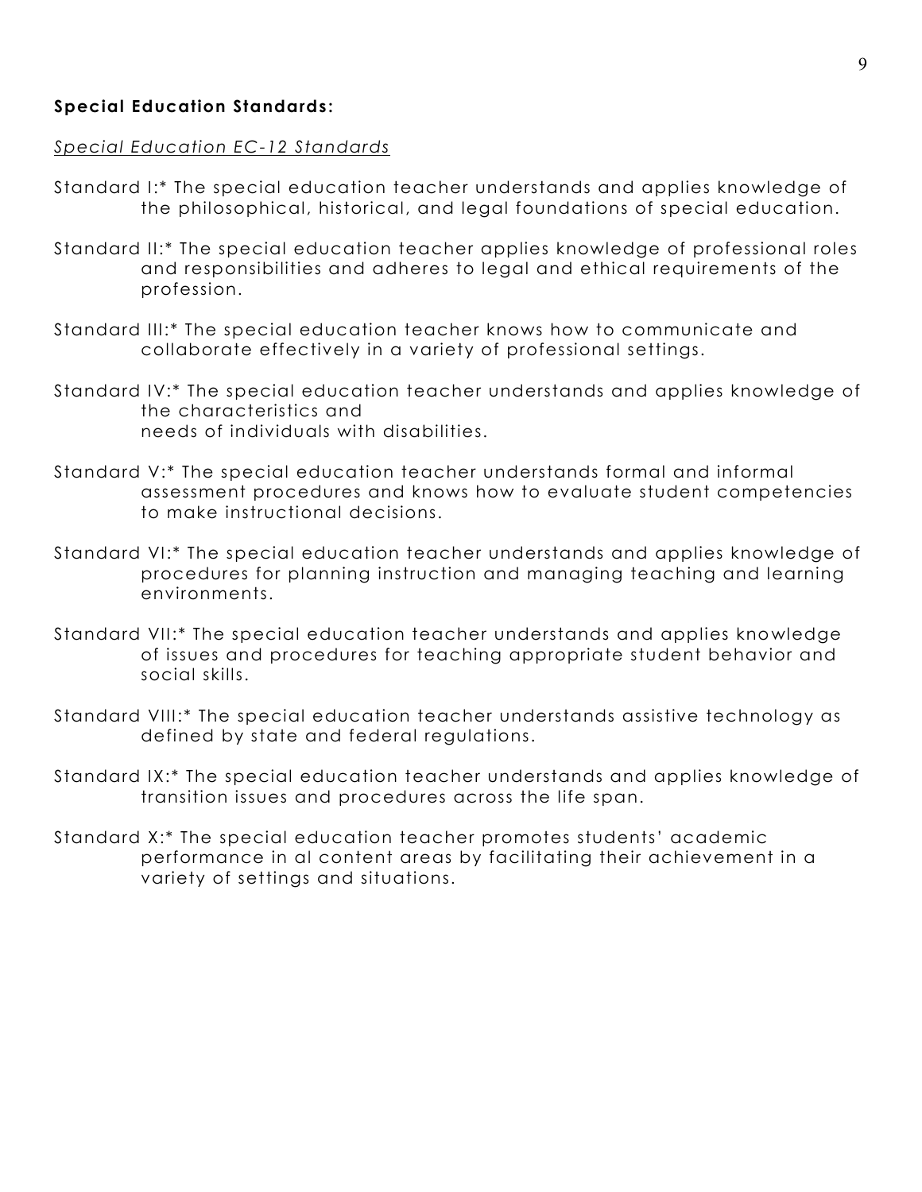**Special Education Standards:**

*Special Education EC-12 Standards*

Standard I:* The special education teacher understands and applies knowledge of the philosophical, historical, and legal foundations of special education.

Standard II:* The special education teacher applies knowledge of professional roles and responsibilities and adheres to legal and ethical requirements of the profession.

Standard III:* The special education teacher knows how to communicate and collaborate effectively in a variety of professional settings.

Standard IV:* The special education teacher understands and applies knowledge of the characteristics and needs of individuals with disabilities.

Standard V:* The special education teacher understands formal and informal assessment procedures and knows how to evaluate student competencies to make instructional decisions.

Standard VI:* The special education teacher understands and applies knowledge of procedures for planning instruction and managing teaching and learning environments.

Standard VII:* The special education teacher understands and applies knowledge of issues and procedures for teaching appropriate student behavior and social skills.

Standard VIII:* The special education teacher understands assistive technology as defined by state and federal regulations.

Standard IX:* The special education teacher understands and applies knowledge of transition issues and procedures across the life span.

Standard X:* The special education teacher promotes students' academic performance in al content areas by facilitating their achievement in a variety of settings and situations.